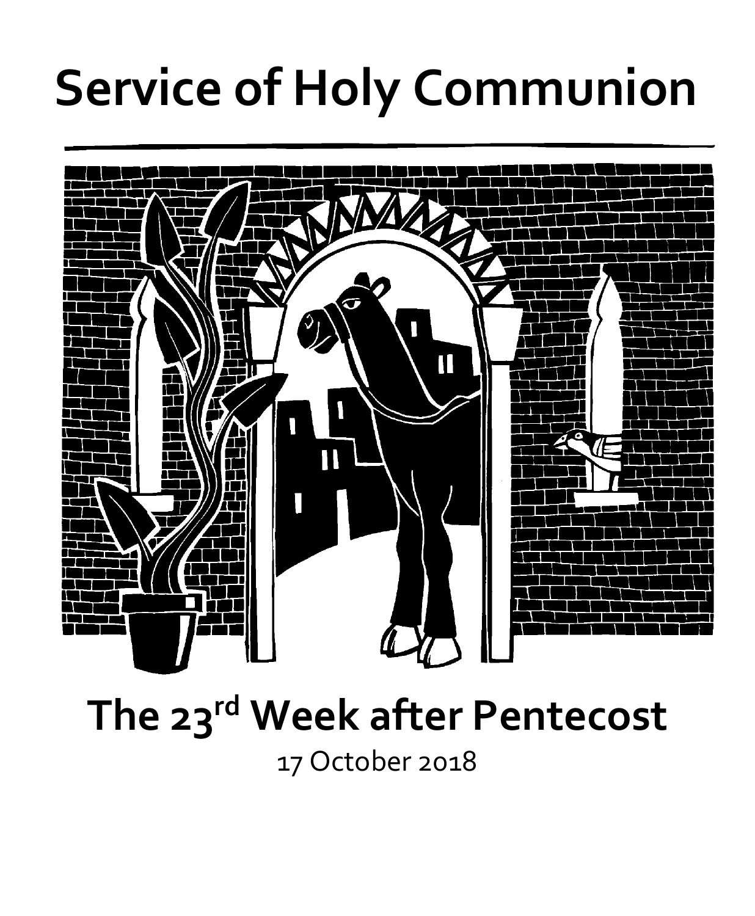# Service of Holy Communion

## The 23rd Week after Pentecost

17 October 2018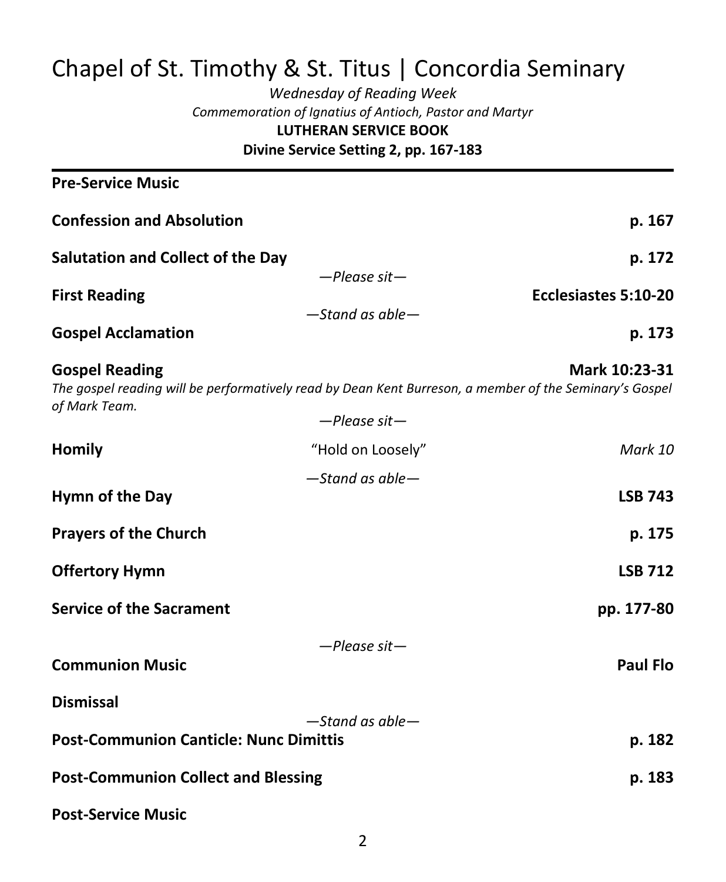# Chapel of St. Timothy & St. Titus | Concordia Seminary

*Wednesday of Reading Week*

*Commemoration of Ignatius of Antioch, Pastor and Martyr*

**LUTHERAN SERVICE BOOK**

**Divine Service Setting 2, pp. 167-183**

---

**Pre-Service Music**

**Confession and Absolution** — **p. 167**

**Salutation and Collect of the Day** — **p. 172**

*—Please sit—*

**First Reading** — **Ecclesiastes 5:10-20**

*—Stand as able—*

**Gospel Acclamation** — **p. 173**

**Gospel Reading** — **Mark 10:23-31**

*The gospel reading will be performatively read by Dean Kent Burreson, a member of the Seminary's Gospel of Mark Team.*

*—Please sit—*

**Homily** — "Hold on Loosely" — *Mark 10*

*—Stand as able—*

**Hymn of the Day** — **LSB 743**

**Prayers of the Church** — **p. 175**

**Offertory Hymn** — **LSB 712**

**Service of the Sacrament** — **pp. 177-80**

*—Please sit—*

**Communion Music** — **Paul Flo**

**Dismissal**

*—Stand as able—*

**Post-Communion Canticle: Nunc Dimittis** — **p. 182**

**Post-Communion Collect and Blessing** — **p. 183**

**Post-Service Music**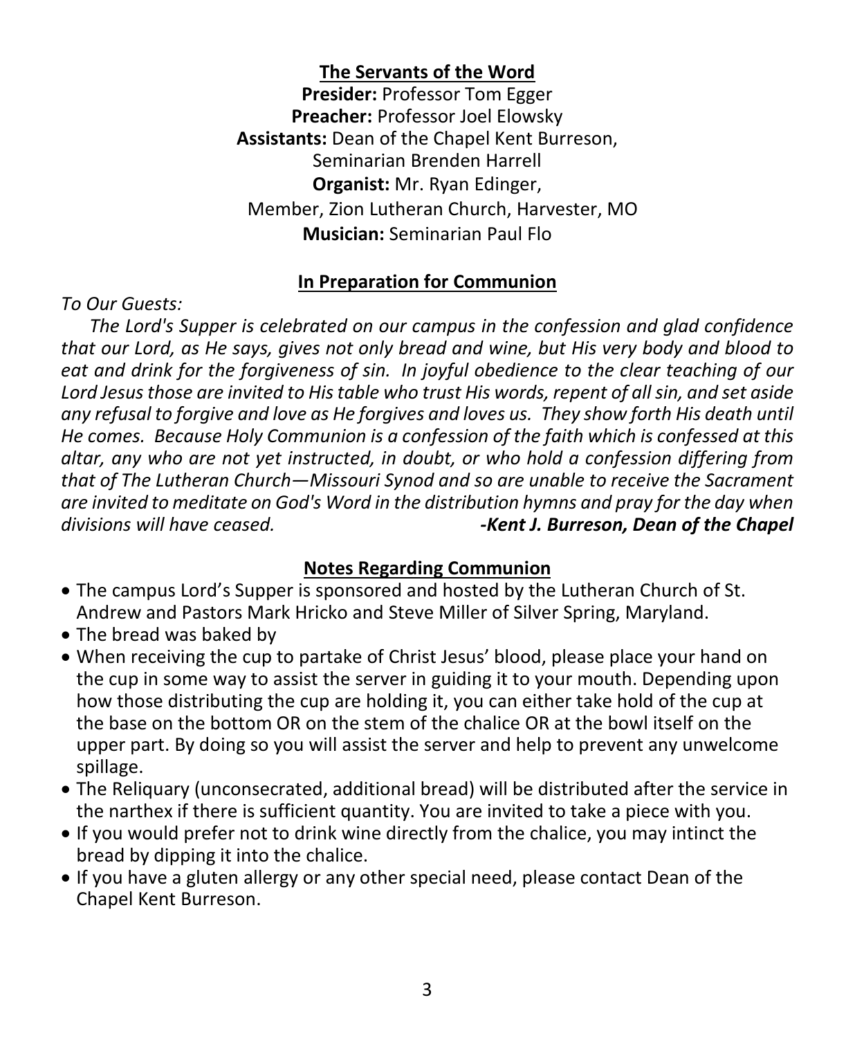## The Servants of the Word

**Presider:** Professor Tom Egger
**Preacher:** Professor Joel Elowsky
**Assistants:** Dean of the Chapel Kent Burreson,
Seminarian Brenden Harrell
**Organist:** Mr. Ryan Edinger,
Member, Zion Lutheran Church, Harvester, MO
**Musician:** Seminarian Paul Flo

## In Preparation for Communion

*To Our Guests:*

*The Lord's Supper is celebrated on our campus in the confession and glad confidence that our Lord, as He says, gives not only bread and wine, but His very body and blood to eat and drink for the forgiveness of sin. In joyful obedience to the clear teaching of our Lord Jesus those are invited to His table who trust His words, repent of all sin, and set aside any refusal to forgive and love as He forgives and loves us. They show forth His death until He comes. Because Holy Communion is a confession of the faith which is confessed at this altar, any who are not yet instructed, in doubt, or who hold a confession differing from that of The Lutheran Church—Missouri Synod and so are unable to receive the Sacrament are invited to meditate on God's Word in the distribution hymns and pray for the day when divisions will have ceased.* ***-Kent J. Burreson, Dean of the Chapel***

## Notes Regarding Communion

- The campus Lord's Supper is sponsored and hosted by the Lutheran Church of St. Andrew and Pastors Mark Hricko and Steve Miller of Silver Spring, Maryland.
- The bread was baked by
- When receiving the cup to partake of Christ Jesus' blood, please place your hand on the cup in some way to assist the server in guiding it to your mouth. Depending upon how those distributing the cup are holding it, you can either take hold of the cup at the base on the bottom OR on the stem of the chalice OR at the bowl itself on the upper part. By doing so you will assist the server and help to prevent any unwelcome spillage.
- The Reliquary (unconsecrated, additional bread) will be distributed after the service in the narthex if there is sufficient quantity. You are invited to take a piece with you.
- If you would prefer not to drink wine directly from the chalice, you may intinct the bread by dipping it into the chalice.
- If you have a gluten allergy or any other special need, please contact Dean of the Chapel Kent Burreson.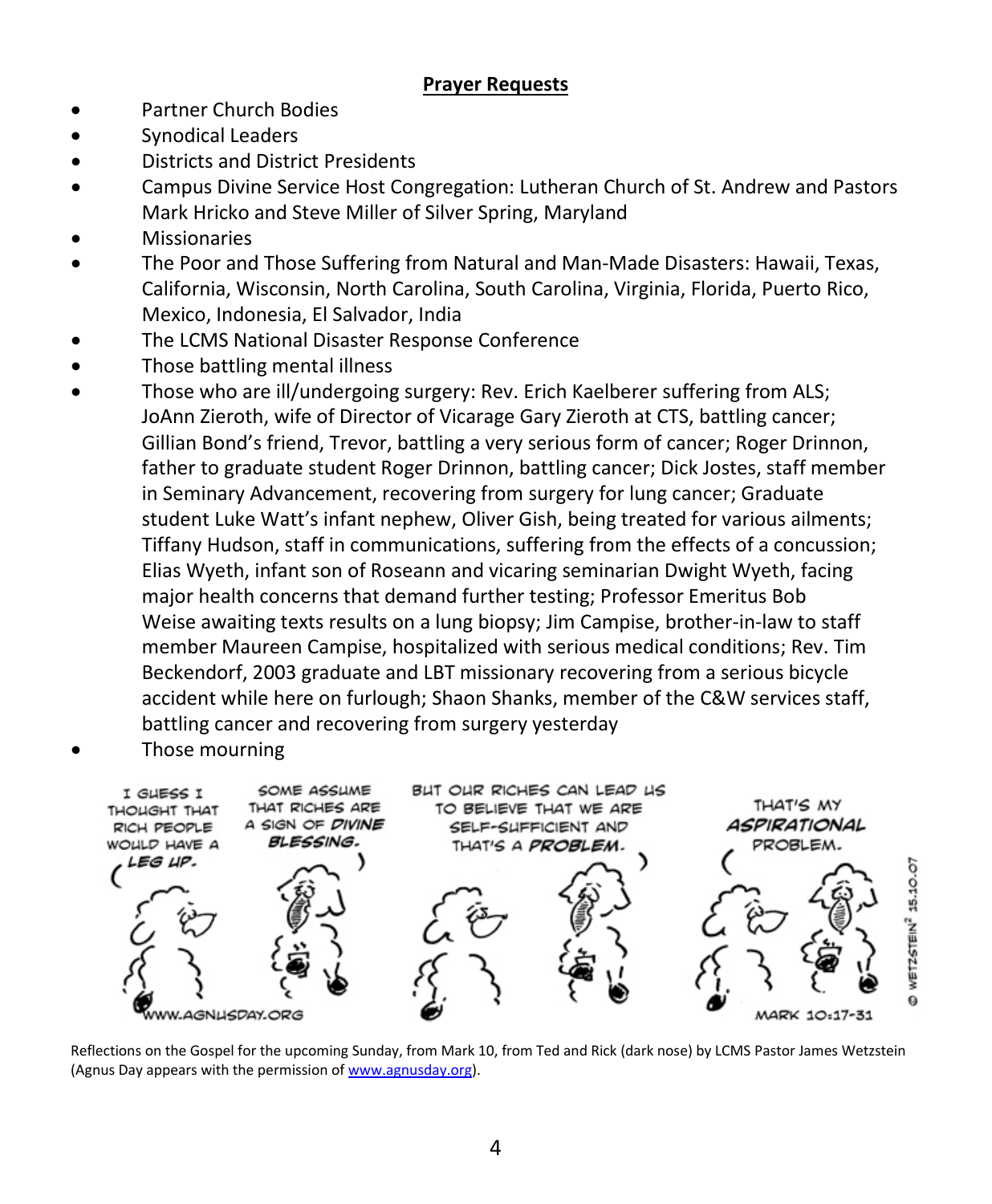## **Prayer Requests**

- Partner Church Bodies
- Synodical Leaders
- Districts and District Presidents
- Campus Divine Service Host Congregation: Lutheran Church of St. Andrew and Pastors Mark Hricko and Steve Miller of Silver Spring, Maryland
- Missionaries
- The Poor and Those Suffering from Natural and Man-Made Disasters: Hawaii, Texas, California, Wisconsin, North Carolina, South Carolina, Virginia, Florida, Puerto Rico, Mexico, Indonesia, El Salvador, India
- The LCMS National Disaster Response Conference
- Those battling mental illness
- Those who are ill/undergoing surgery: Rev. Erich Kaelberer suffering from ALS; JoAnn Zieroth, wife of Director of Vicarage Gary Zieroth at CTS, battling cancer; Gillian Bond's friend, Trevor, battling a very serious form of cancer; Roger Drinnon, father to graduate student Roger Drinnon, battling cancer; Dick Jostes, staff member in Seminary Advancement, recovering from surgery for lung cancer; Graduate student Luke Watt's infant nephew, Oliver Gish, being treated for various ailments; Tiffany Hudson, staff in communications, suffering from the effects of a concussion; Elias Wyeth, infant son of Roseann and vicaring seminarian Dwight Wyeth, facing major health concerns that demand further testing; Professor Emeritus Bob Weise awaiting texts results on a lung biopsy; Jim Campise, brother-in-law to staff member Maureen Campise, hospitalized with serious medical conditions; Rev. Tim Beckendorf, 2003 graduate and LBT missionary recovering from a serious bicycle accident while here on furlough; Shaon Shanks, member of the C&W services staff, battling cancer and recovering from surgery yesterday
- Those mourning

I GUESS I THOUGHT THAT RICH PEOPLE WOULD HAVE A *LEG UP*.

SOME ASSUME THAT RICHES ARE A SIGN OF *DIVINE BLESSING*.

BUT OUR RICHES CAN LEAD US TO BELIEVE THAT WE ARE SELF-SUFFICIENT AND THAT'S A *PROBLEM*.

THAT'S MY *ASPIRATIONAL* PROBLEM.

WWW.AGNUSDAY.ORG

MARK 10:17-31

© WETZSTEIN² 15.10.07

Reflections on the Gospel for the upcoming Sunday, from Mark 10, from Ted and Rick (dark nose) by LCMS Pastor James Wetzstein (Agnus Day appears with the permission of www.agnusday.org).